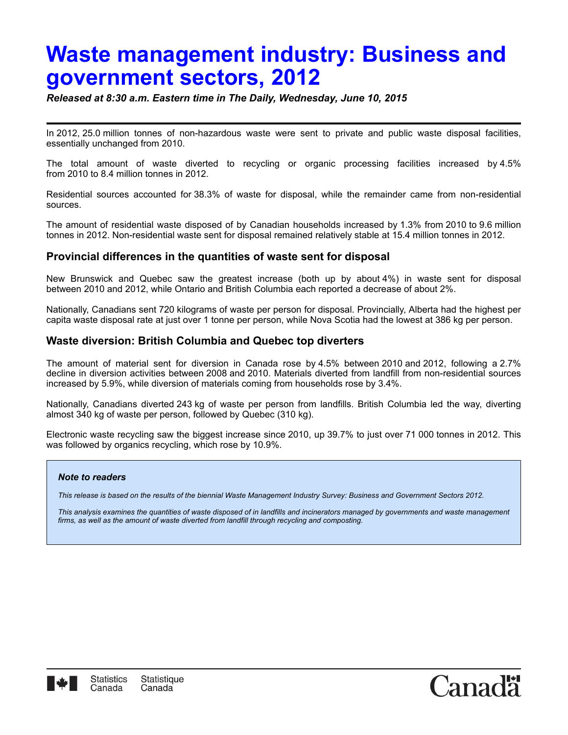# Waste management industry: Business and government sectors, 2012

***Released at 8:30 a.m. Eastern time in The Daily, Wednesday, June 10, 2015***

In 2012, 25.0 million tonnes of non-hazardous waste were sent to private and public waste disposal facilities, essentially unchanged from 2010.

The total amount of waste diverted to recycling or organic processing facilities increased by 4.5% from 2010 to 8.4 million tonnes in 2012.

Residential sources accounted for 38.3% of waste for disposal, while the remainder came from non-residential sources.

The amount of residential waste disposed of by Canadian households increased by 1.3% from 2010 to 9.6 million tonnes in 2012. Non-residential waste sent for disposal remained relatively stable at 15.4 million tonnes in 2012.

## Provincial differences in the quantities of waste sent for disposal

New Brunswick and Quebec saw the greatest increase (both up by about 4%) in waste sent for disposal between 2010 and 2012, while Ontario and British Columbia each reported a decrease of about 2%.

Nationally, Canadians sent 720 kilograms of waste per person for disposal. Provincially, Alberta had the highest per capita waste disposal rate at just over 1 tonne per person, while Nova Scotia had the lowest at 386 kg per person.

## Waste diversion: British Columbia and Quebec top diverters

The amount of material sent for diversion in Canada rose by 4.5% between 2010 and 2012, following a 2.7% decline in diversion activities between 2008 and 2010. Materials diverted from landfill from non-residential sources increased by 5.9%, while diversion of materials coming from households rose by 3.4%.

Nationally, Canadians diverted 243 kg of waste per person from landfills. British Columbia led the way, diverting almost 340 kg of waste per person, followed by Quebec (310 kg).

Electronic waste recycling saw the biggest increase since 2010, up 39.7% to just over 71 000 tonnes in 2012. This was followed by organics recycling, which rose by 10.9%.

> ***Note to readers***
>
> *This release is based on the results of the biennial Waste Management Industry Survey: Business and Government Sectors 2012.*
>
> *This analysis examines the quantities of waste disposed of in landfills and incinerators managed by governments and waste management firms, as well as the amount of waste diverted from landfill through recycling and composting.*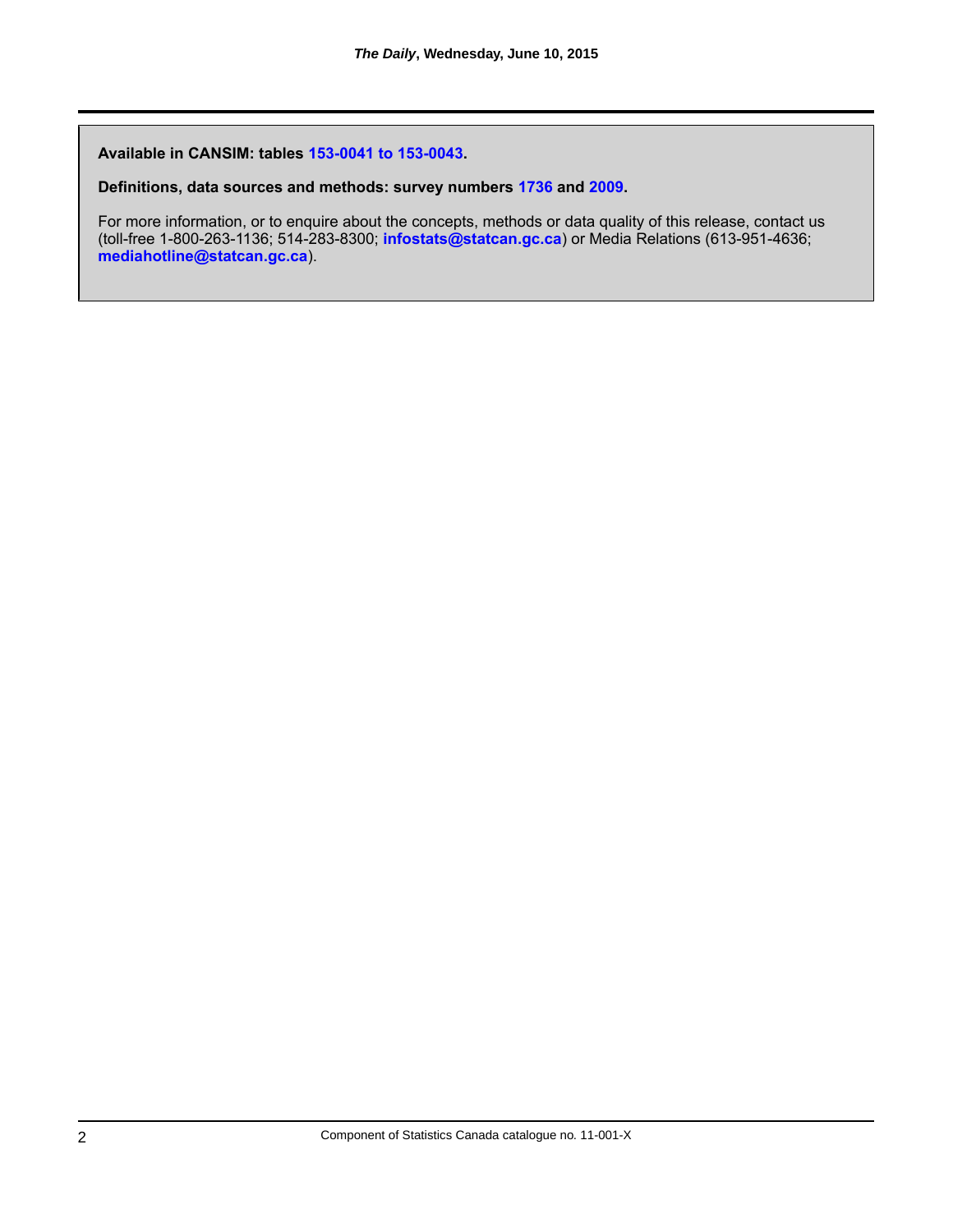**Available in CANSIM: tables 153-0041 to 153-0043.**

**Definitions, data sources and methods: survey numbers 1736 and 2009.**

For more information, or to enquire about the concepts, methods or data quality of this release, contact us (toll-free 1-800-263-1136; 514-283-8300; **infostats@statcan.gc.ca**) or Media Relations (613-951-4636; **mediahotline@statcan.gc.ca**).